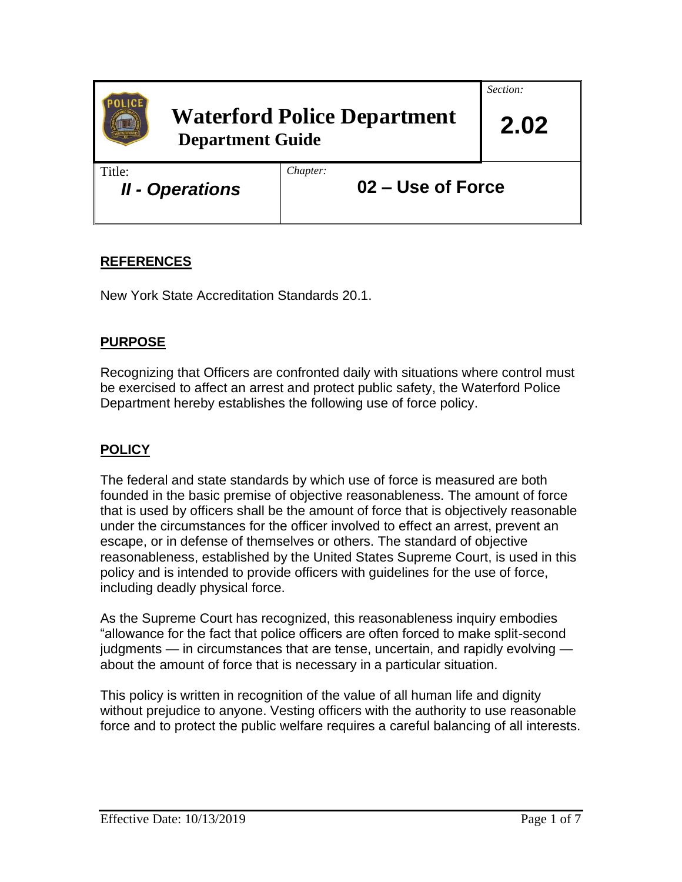# Waterford Police Department

**Department Guide**

| Section: | 2.02 |
|---|---|
| Title: ***II - Operations*** | Chapter: **02 – Use of Force** |

## REFERENCES

New York State Accreditation Standards 20.1.

## PURPOSE

Recognizing that Officers are confronted daily with situations where control must be exercised to affect an arrest and protect public safety, the Waterford Police Department hereby establishes the following use of force policy.

## POLICY

The federal and state standards by which use of force is measured are both founded in the basic premise of objective reasonableness. The amount of force that is used by officers shall be the amount of force that is objectively reasonable under the circumstances for the officer involved to effect an arrest, prevent an escape, or in defense of themselves or others. The standard of objective reasonableness, established by the United States Supreme Court, is used in this policy and is intended to provide officers with guidelines for the use of force, including deadly physical force.

As the Supreme Court has recognized, this reasonableness inquiry embodies "allowance for the fact that police officers are often forced to make split-second judgments — in circumstances that are tense, uncertain, and rapidly evolving — about the amount of force that is necessary in a particular situation.

This policy is written in recognition of the value of all human life and dignity without prejudice to anyone. Vesting officers with the authority to use reasonable force and to protect the public welfare requires a careful balancing of all interests.

Effective Date: 10/13/2019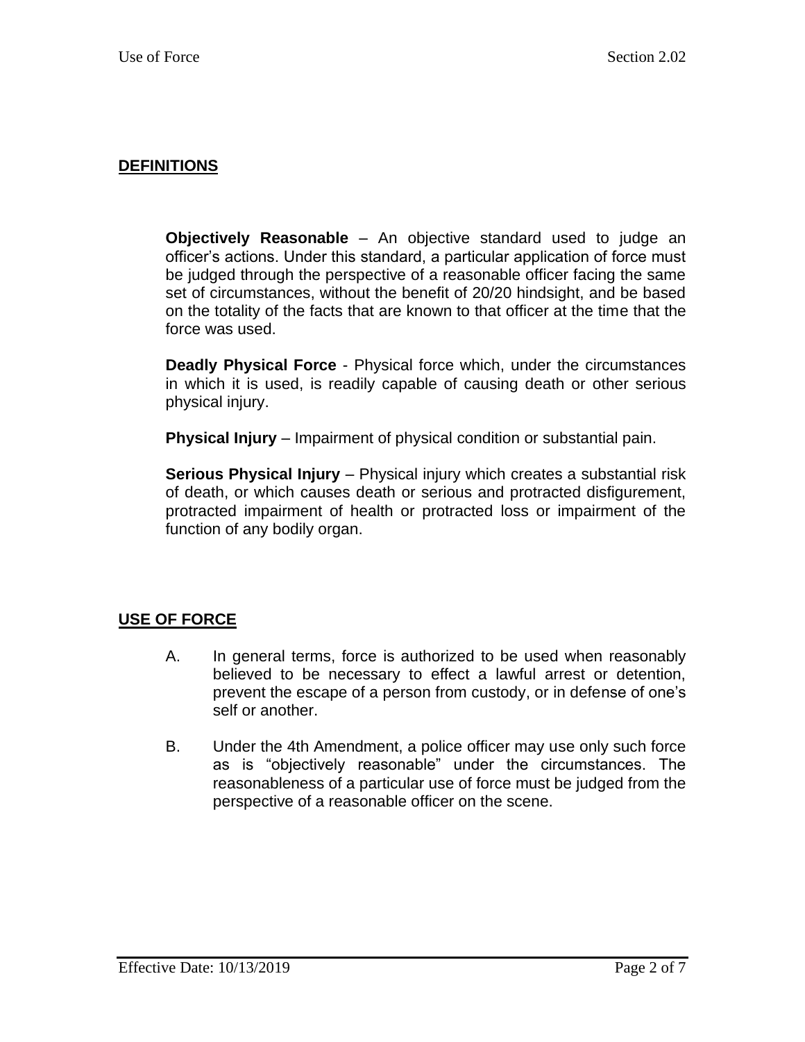## DEFINITIONS

**Objectively Reasonable** – An objective standard used to judge an officer's actions. Under this standard, a particular application of force must be judged through the perspective of a reasonable officer facing the same set of circumstances, without the benefit of 20/20 hindsight, and be based on the totality of the facts that are known to that officer at the time that the force was used.

**Deadly Physical Force** - Physical force which, under the circumstances in which it is used, is readily capable of causing death or other serious physical injury.

**Physical Injury** – Impairment of physical condition or substantial pain.

**Serious Physical Injury** – Physical injury which creates a substantial risk of death, or which causes death or serious and protracted disfigurement, protracted impairment of health or protracted loss or impairment of the function of any bodily organ.

## USE OF FORCE

A. In general terms, force is authorized to be used when reasonably believed to be necessary to effect a lawful arrest or detention, prevent the escape of a person from custody, or in defense of one's self or another.

B. Under the 4th Amendment, a police officer may use only such force as is "objectively reasonable" under the circumstances. The reasonableness of a particular use of force must be judged from the perspective of a reasonable officer on the scene.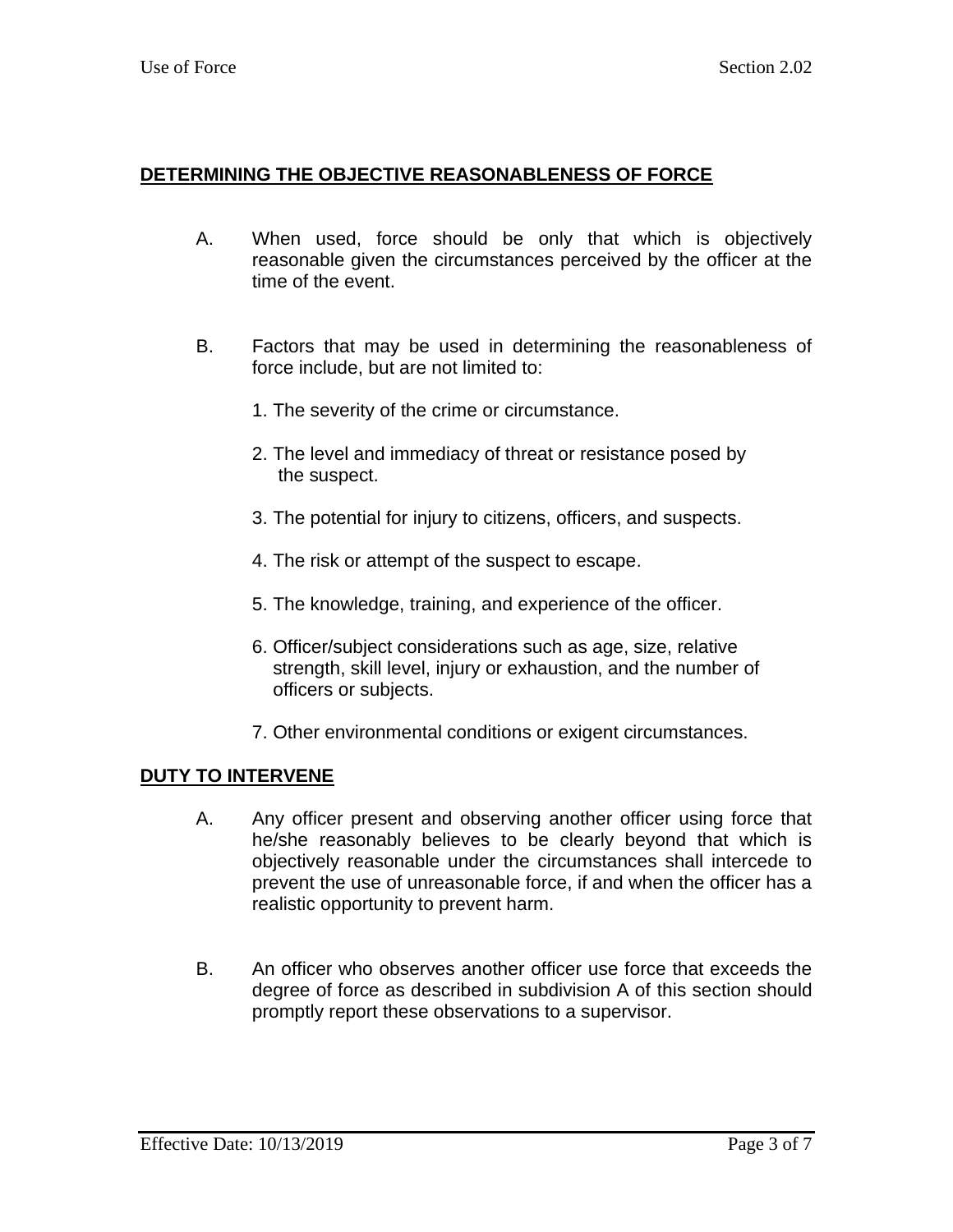## DETERMINING THE OBJECTIVE REASONABLENESS OF FORCE

A. When used, force should be only that which is objectively reasonable given the circumstances perceived by the officer at the time of the event.

B. Factors that may be used in determining the reasonableness of force include, but are not limited to:

1. The severity of the crime or circumstance.
2. The level and immediacy of threat or resistance posed by the suspect.
3. The potential for injury to citizens, officers, and suspects.
4. The risk or attempt of the suspect to escape.
5. The knowledge, training, and experience of the officer.
6. Officer/subject considerations such as age, size, relative strength, skill level, injury or exhaustion, and the number of officers or subjects.
7. Other environmental conditions or exigent circumstances.

## DUTY TO INTERVENE

A. Any officer present and observing another officer using force that he/she reasonably believes to be clearly beyond that which is objectively reasonable under the circumstances shall intercede to prevent the use of unreasonable force, if and when the officer has a realistic opportunity to prevent harm.

B. An officer who observes another officer use force that exceeds the degree of force as described in subdivision A of this section should promptly report these observations to a supervisor.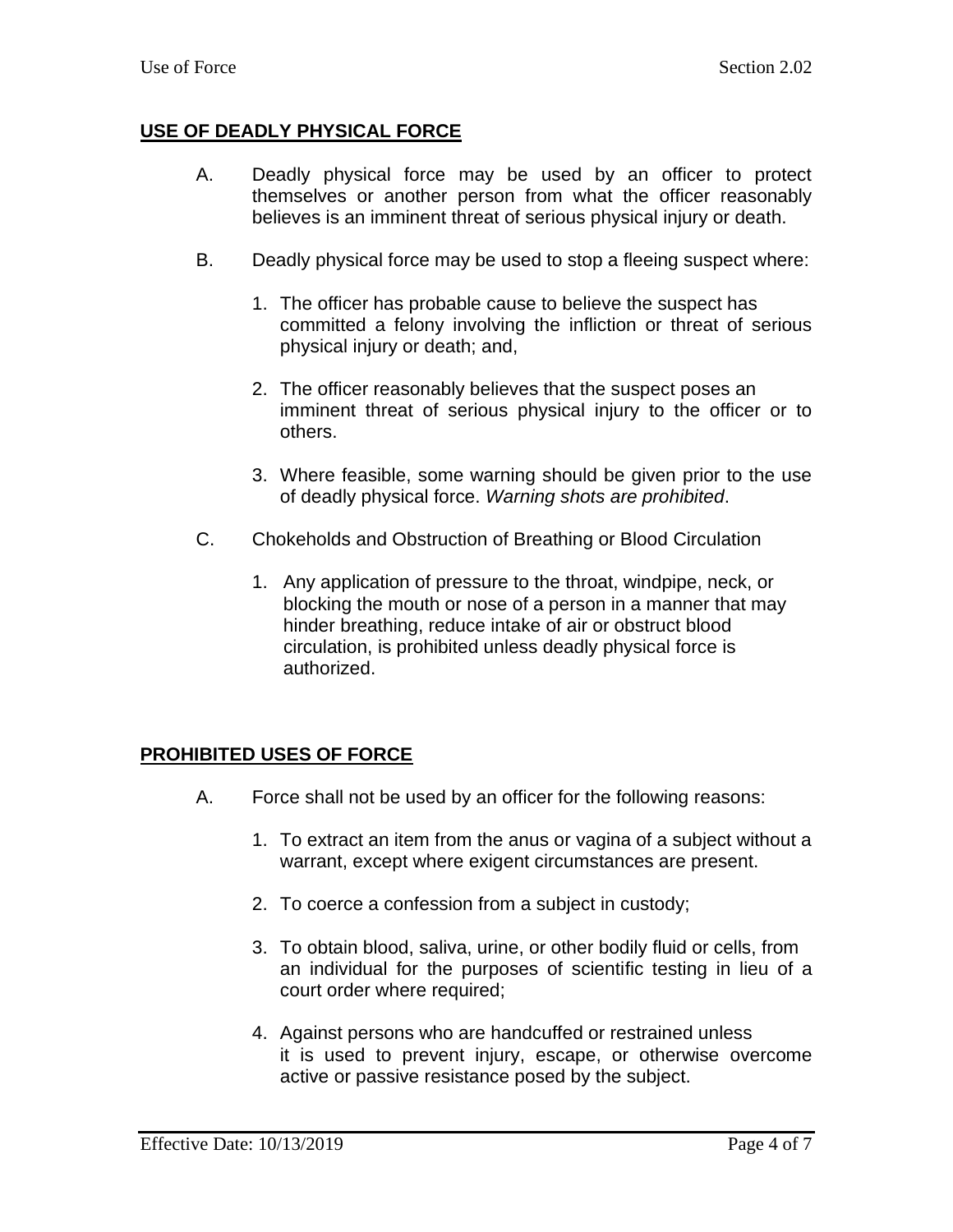## USE OF DEADLY PHYSICAL FORCE

A. Deadly physical force may be used by an officer to protect themselves or another person from what the officer reasonably believes is an imminent threat of serious physical injury or death.

B. Deadly physical force may be used to stop a fleeing suspect where:

   1. The officer has probable cause to believe the suspect has committed a felony involving the infliction or threat of serious physical injury or death; and,

   2. The officer reasonably believes that the suspect poses an imminent threat of serious physical injury to the officer or to others.

   3. Where feasible, some warning should be given prior to the use of deadly physical force. *Warning shots are prohibited*.

C. Chokeholds and Obstruction of Breathing or Blood Circulation

   1. Any application of pressure to the throat, windpipe, neck, or blocking the mouth or nose of a person in a manner that may hinder breathing, reduce intake of air or obstruct blood circulation, is prohibited unless deadly physical force is authorized.

## PROHIBITED USES OF FORCE

A. Force shall not be used by an officer for the following reasons:

   1. To extract an item from the anus or vagina of a subject without a warrant, except where exigent circumstances are present.

   2. To coerce a confession from a subject in custody;

   3. To obtain blood, saliva, urine, or other bodily fluid or cells, from an individual for the purposes of scientific testing in lieu of a court order where required;

   4. Against persons who are handcuffed or restrained unless it is used to prevent injury, escape, or otherwise overcome active or passive resistance posed by the subject.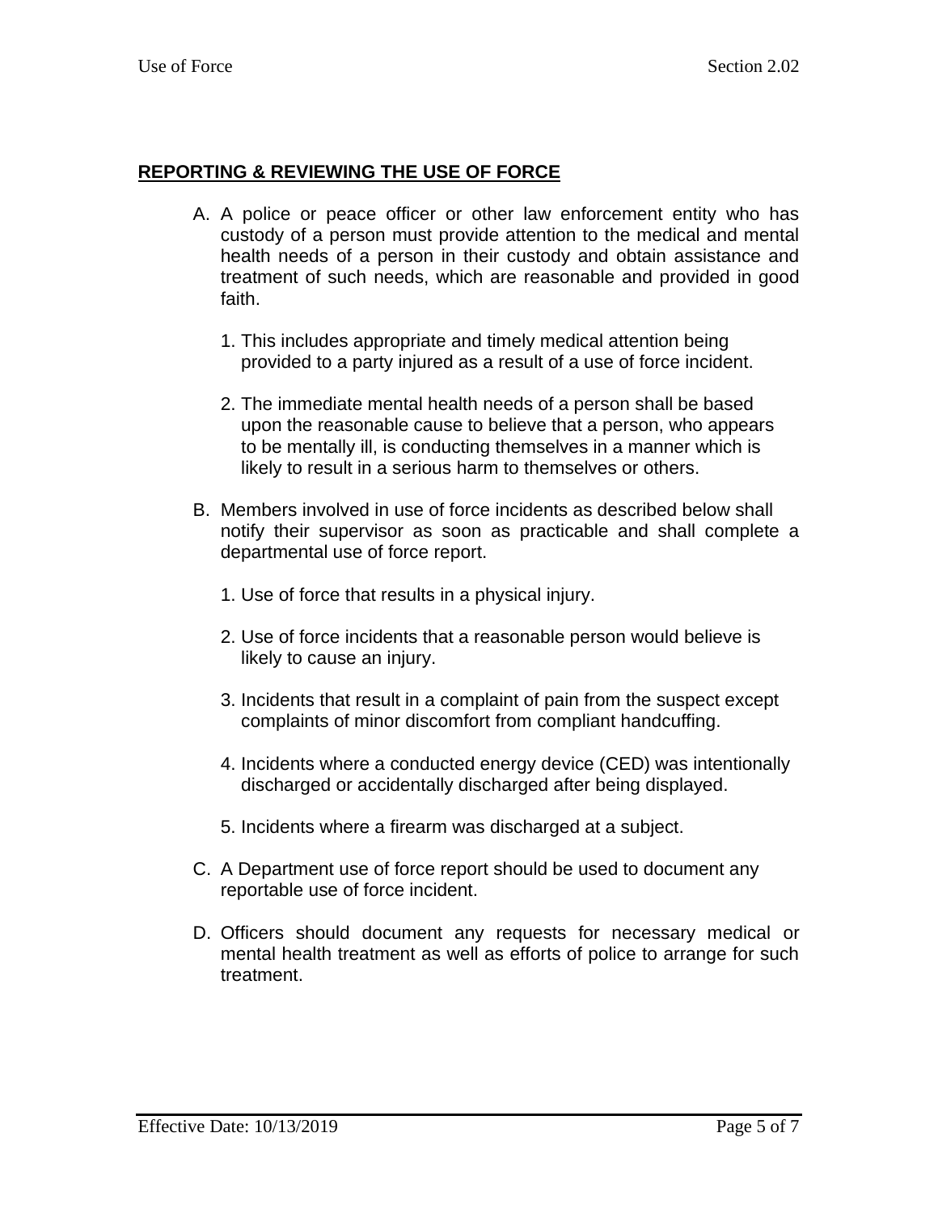## REPORTING & REVIEWING THE USE OF FORCE

A. A police or peace officer or other law enforcement entity who has custody of a person must provide attention to the medical and mental health needs of a person in their custody and obtain assistance and treatment of such needs, which are reasonable and provided in good faith.

   1. This includes appropriate and timely medical attention being provided to a party injured as a result of a use of force incident.

   2. The immediate mental health needs of a person shall be based upon the reasonable cause to believe that a person, who appears to be mentally ill, is conducting themselves in a manner which is likely to result in a serious harm to themselves or others.

B. Members involved in use of force incidents as described below shall notify their supervisor as soon as practicable and shall complete a departmental use of force report.

   1. Use of force that results in a physical injury.

   2. Use of force incidents that a reasonable person would believe is likely to cause an injury.

   3. Incidents that result in a complaint of pain from the suspect except complaints of minor discomfort from compliant handcuffing.

   4. Incidents where a conducted energy device (CED) was intentionally discharged or accidentally discharged after being displayed.

   5. Incidents where a firearm was discharged at a subject.

C. A Department use of force report should be used to document any reportable use of force incident.

D. Officers should document any requests for necessary medical or mental health treatment as well as efforts of police to arrange for such treatment.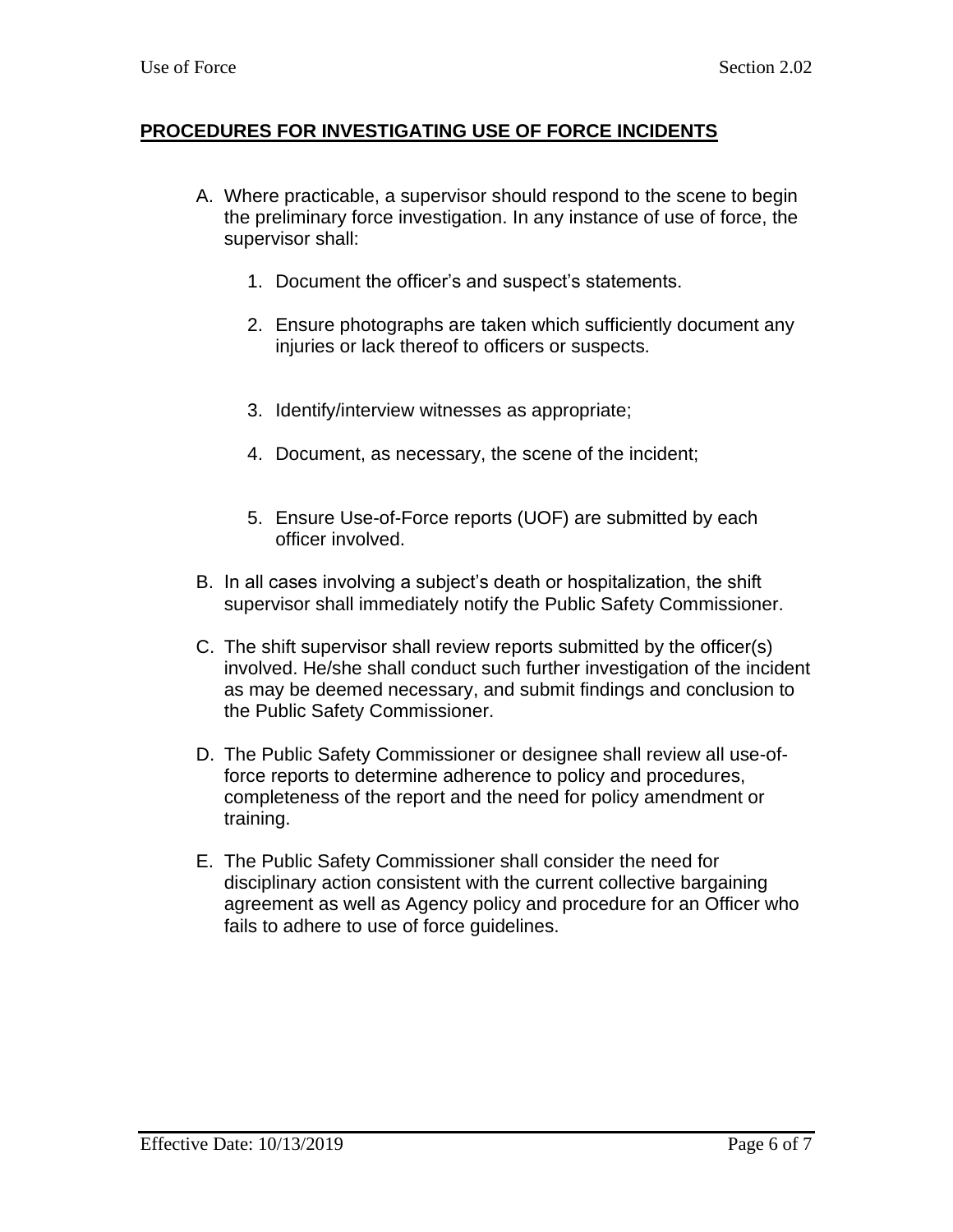## PROCEDURES FOR INVESTIGATING USE OF FORCE INCIDENTS

A. Where practicable, a supervisor should respond to the scene to begin the preliminary force investigation. In any instance of use of force, the supervisor shall:

   1. Document the officer's and suspect's statements.

   2. Ensure photographs are taken which sufficiently document any injuries or lack thereof to officers or suspects.

   3. Identify/interview witnesses as appropriate;

   4. Document, as necessary, the scene of the incident;

   5. Ensure Use-of-Force reports (UOF) are submitted by each officer involved.

B. In all cases involving a subject's death or hospitalization, the shift supervisor shall immediately notify the Public Safety Commissioner.

C. The shift supervisor shall review reports submitted by the officer(s) involved. He/she shall conduct such further investigation of the incident as may be deemed necessary, and submit findings and conclusion to the Public Safety Commissioner.

D. The Public Safety Commissioner or designee shall review all use-of-force reports to determine adherence to policy and procedures, completeness of the report and the need for policy amendment or training.

E. The Public Safety Commissioner shall consider the need for disciplinary action consistent with the current collective bargaining agreement as well as Agency policy and procedure for an Officer who fails to adhere to use of force guidelines.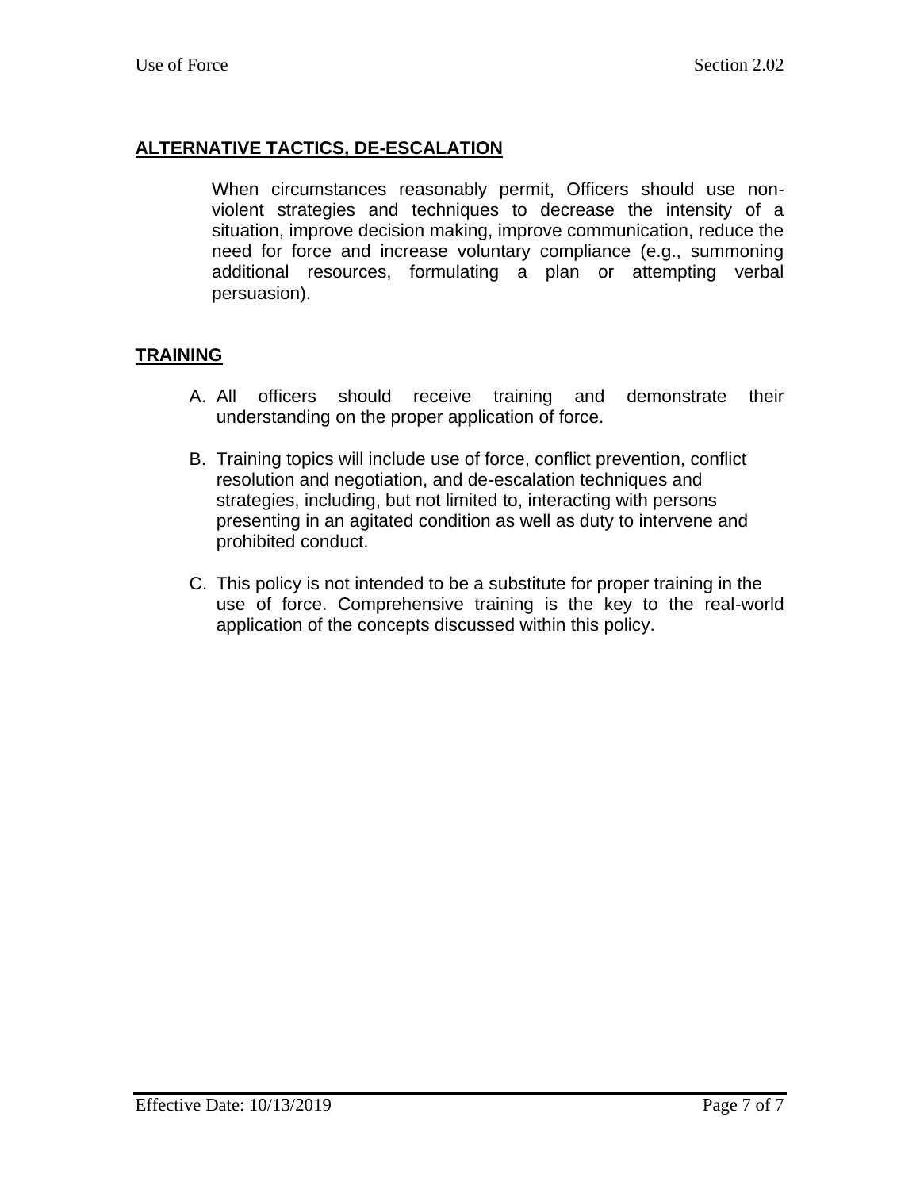## ALTERNATIVE TACTICS, DE-ESCALATION

When circumstances reasonably permit, Officers should use non-violent strategies and techniques to decrease the intensity of a situation, improve decision making, improve communication, reduce the need for force and increase voluntary compliance (e.g., summoning additional resources, formulating a plan or attempting verbal persuasion).

## TRAINING

A. All officers should receive training and demonstrate their understanding on the proper application of force.

B. Training topics will include use of force, conflict prevention, conflict resolution and negotiation, and de-escalation techniques and strategies, including, but not limited to, interacting with persons presenting in an agitated condition as well as duty to intervene and prohibited conduct.

C. This policy is not intended to be a substitute for proper training in the use of force. Comprehensive training is the key to the real-world application of the concepts discussed within this policy.